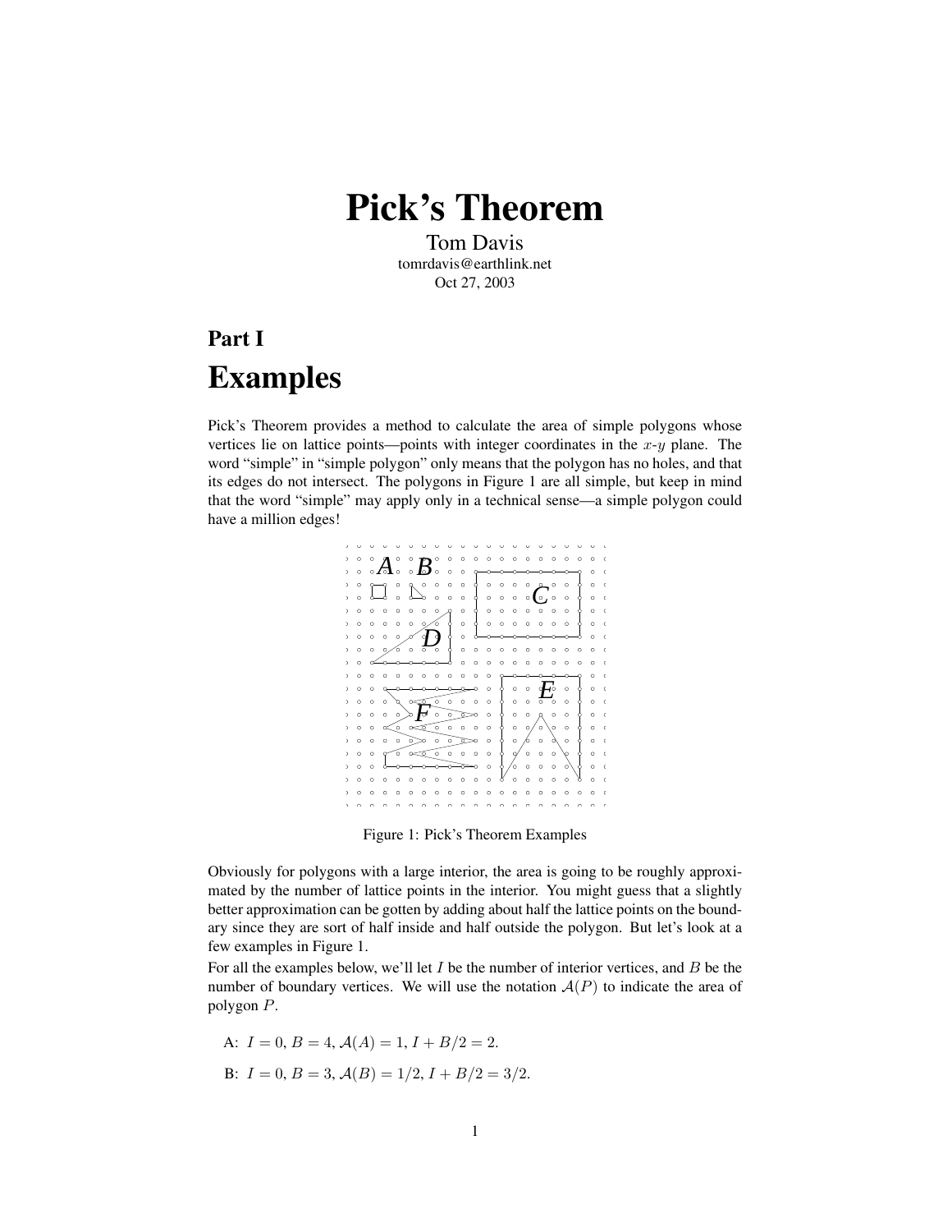# Pick's Theorem

Tom Davis
tomrdavis@earthlink.net
Oct 27, 2003

## Part I

# Examples

Pick's Theorem provides a method to calculate the area of simple polygons whose vertices lie on lattice points—points with integer coordinates in the $x$-$y$ plane. The word "simple" in "simple polygon" only means that the polygon has no holes, and that its edges do not intersect. The polygons in Figure 1 are all simple, but keep in mind that the word "simple" may apply only in a technical sense—a simple polygon could have a million edges!

Figure 1: Pick's Theorem Examples

Obviously for polygons with a large interior, the area is going to be roughly approximated by the number of lattice points in the interior. You might guess that a slightly better approximation can be gotten by adding about half the lattice points on the boundary since they are sort of half inside and half outside the polygon. But let's look at a few examples in Figure 1.

For all the examples below, we'll let $I$ be the number of interior vertices, and $B$ be the number of boundary vertices. We will use the notation $\mathcal{A}(P)$ to indicate the area of polygon $P$.

A: $I = 0$, $B = 4$, $\mathcal{A}(A) = 1$, $I + B/2 = 2$.

B: $I = 0$, $B = 3$, $\mathcal{A}(B) = 1/2$, $I + B/2 = 3/2$.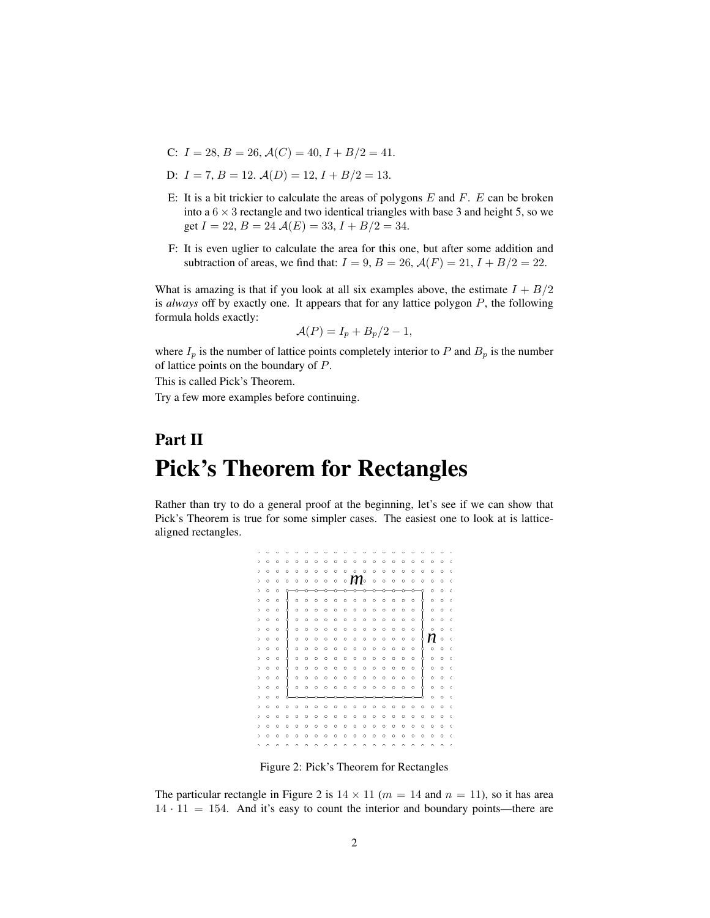- C: $I = 28$, $B = 26$, $\mathcal{A}(C) = 40$, $I + B/2 = 41$.
- D: $I = 7$, $B = 12$. $\mathcal{A}(D) = 12$, $I + B/2 = 13$.
- E: It is a bit trickier to calculate the areas of polygons $E$ and $F$. $E$ can be broken into a $6 \times 3$ rectangle and two identical triangles with base 3 and height 5, so we get $I = 22$, $B = 24$ $\mathcal{A}(E) = 33$, $I + B/2 = 34$.
- F: It is even uglier to calculate the area for this one, but after some addition and subtraction of areas, we find that: $I = 9$, $B = 26$, $\mathcal{A}(F) = 21$, $I + B/2 = 22$.

What is amazing is that if you look at all six examples above, the estimate $I + B/2$ is *always* off by exactly one. It appears that for any lattice polygon $P$, the following formula holds exactly:

$$\mathcal{A}(P) = I_p + B_p/2 - 1,$$

where $I_p$ is the number of lattice points completely interior to $P$ and $B_p$ is the number of lattice points on the boundary of $P$.

This is called Pick's Theorem.

Try a few more examples before continuing.

# Part II

# Pick's Theorem for Rectangles

Rather than try to do a general proof at the beginning, let's see if we can show that Pick's Theorem is true for some simpler cases. The easiest one to look at is lattice-aligned rectangles.

Figure 2: Pick's Theorem for Rectangles

The particular rectangle in Figure 2 is $14 \times 11$ ($m = 14$ and $n = 11$), so it has area $14 \cdot 11 = 154$. And it's easy to count the interior and boundary points—there are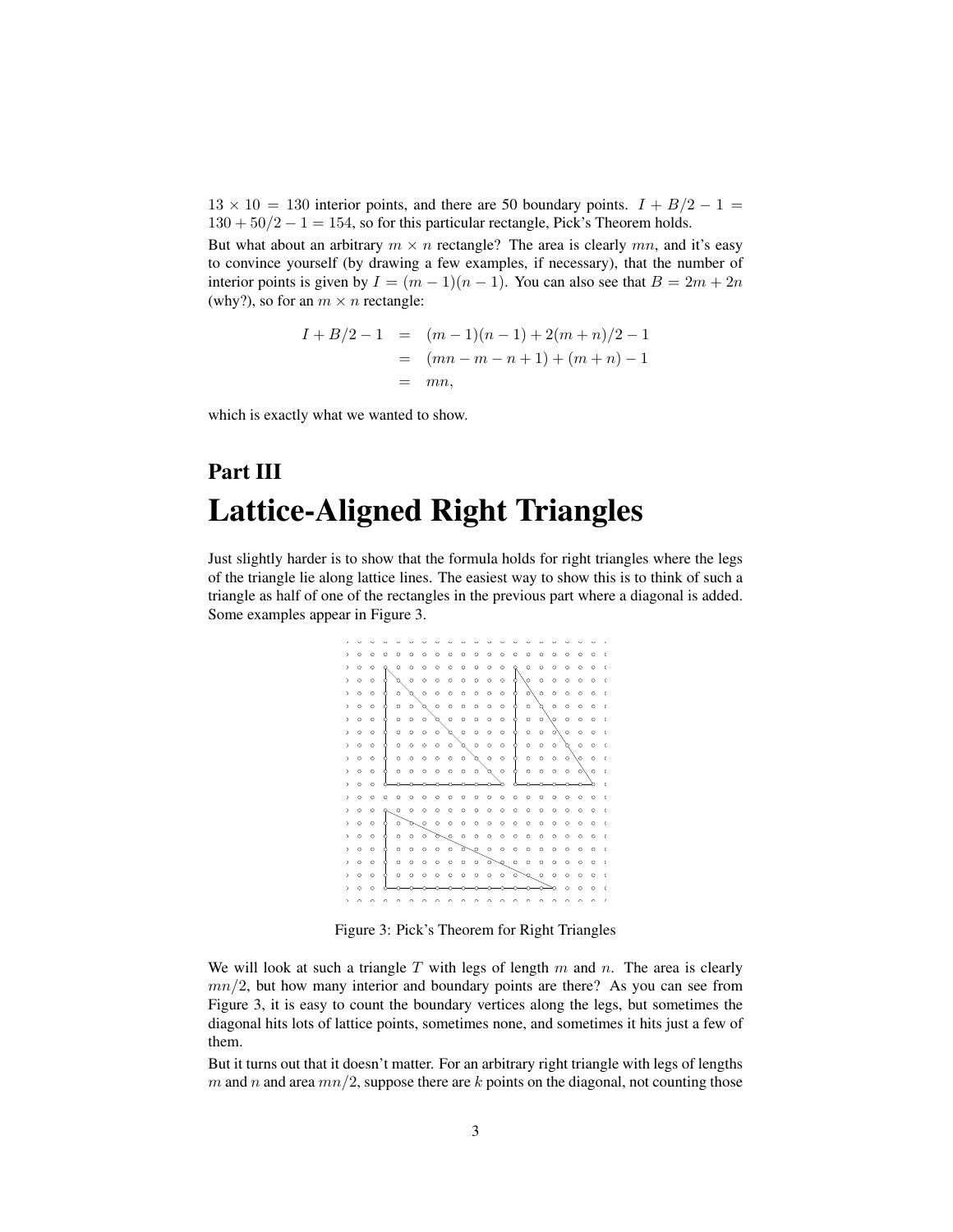$13 \times 10 = 130$ interior points, and there are 50 boundary points. $I + B/2 - 1 = 130 + 50/2 - 1 = 154$, so for this particular rectangle, Pick's Theorem holds.

But what about an arbitrary $m \times n$ rectangle? The area is clearly $mn$, and it's easy to convince yourself (by drawing a few examples, if necessary), that the number of interior points is given by $I = (m-1)(n-1)$. You can also see that $B = 2m + 2n$ (why?), so for an $m \times n$ rectangle:

$$
\begin{aligned}
I + B/2 - 1 &= (m-1)(n-1) + 2(m+n)/2 - 1 \\
&= (mn - m - n + 1) + (m+n) - 1 \\
&= mn,
\end{aligned}
$$

which is exactly what we wanted to show.

# Part III
# Lattice-Aligned Right Triangles

Just slightly harder is to show that the formula holds for right triangles where the legs of the triangle lie along lattice lines. The easiest way to show this is to think of such a triangle as half of one of the rectangles in the previous part where a diagonal is added. Some examples appear in Figure 3.

Figure 3: Pick's Theorem for Right Triangles

We will look at such a triangle $T$ with legs of length $m$ and $n$. The area is clearly $mn/2$, but how many interior and boundary points are there? As you can see from Figure 3, it is easy to count the boundary vertices along the legs, but sometimes the diagonal hits lots of lattice points, sometimes none, and sometimes it hits just a few of them.

But it turns out that it doesn't matter. For an arbitrary right triangle with legs of lengths $m$ and $n$ and area $mn/2$, suppose there are $k$ points on the diagonal, not counting those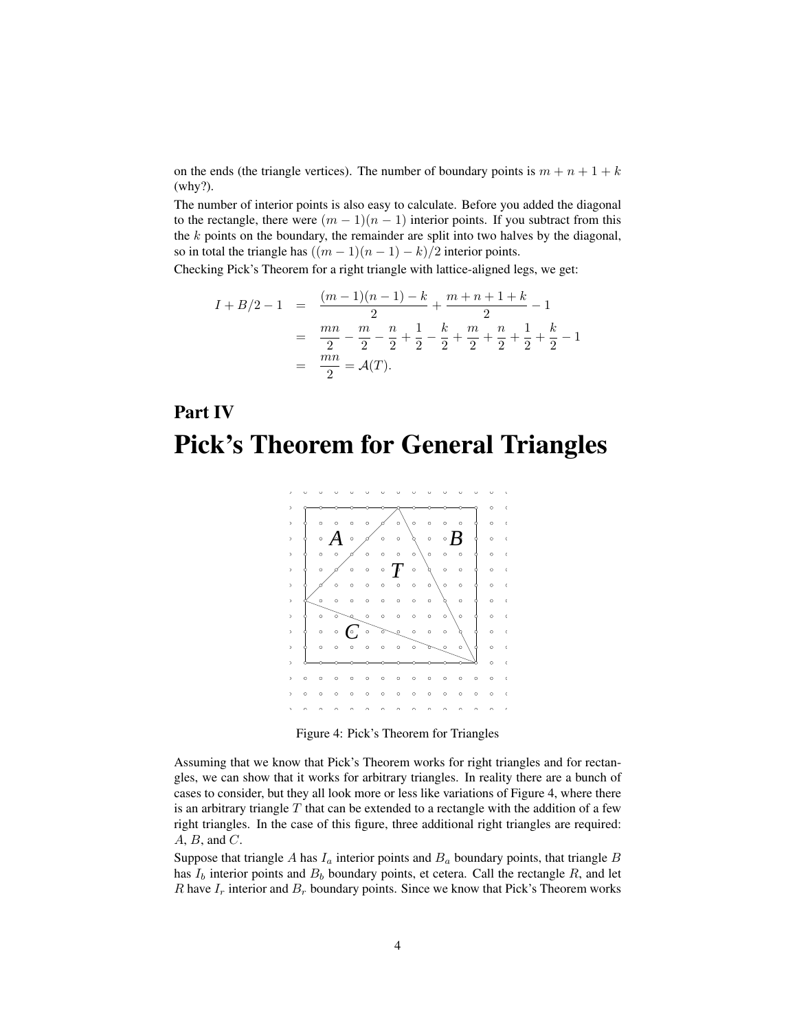on the ends (the triangle vertices). The number of boundary points is $m+n+1+k$ (why?).

The number of interior points is also easy to calculate. Before you added the diagonal to the rectangle, there were $(m-1)(n-1)$ interior points. If you subtract from this the $k$ points on the boundary, the remainder are split into two halves by the diagonal, so in total the triangle has $((m-1)(n-1)-k)/2$ interior points.

Checking Pick's Theorem for a right triangle with lattice-aligned legs, we get:

$$
\begin{aligned}
I + B/2 - 1 &= \frac{(m-1)(n-1)-k}{2} + \frac{m+n+1+k}{2} - 1 \\
&= \frac{mn}{2} - \frac{m}{2} - \frac{n}{2} + \frac{1}{2} - \frac{k}{2} + \frac{m}{2} + \frac{n}{2} + \frac{1}{2} + \frac{k}{2} - 1 \\
&= \frac{mn}{2} = \mathcal{A}(T).
\end{aligned}
$$

# Part IV

# Pick's Theorem for General Triangles

Figure 4: Pick's Theorem for Triangles

Assuming that we know that Pick's Theorem works for right triangles and for rectangles, we can show that it works for arbitrary triangles. In reality there are a bunch of cases to consider, but they all look more or less like variations of Figure 4, where there is an arbitrary triangle $T$ that can be extended to a rectangle with the addition of a few right triangles. In the case of this figure, three additional right triangles are required: $A$, $B$, and $C$.

Suppose that triangle $A$ has $I_a$ interior points and $B_a$ boundary points, that triangle $B$ has $I_b$ interior points and $B_b$ boundary points, et cetera. Call the rectangle $R$, and let $R$ have $I_r$ interior and $B_r$ boundary points. Since we know that Pick's Theorem works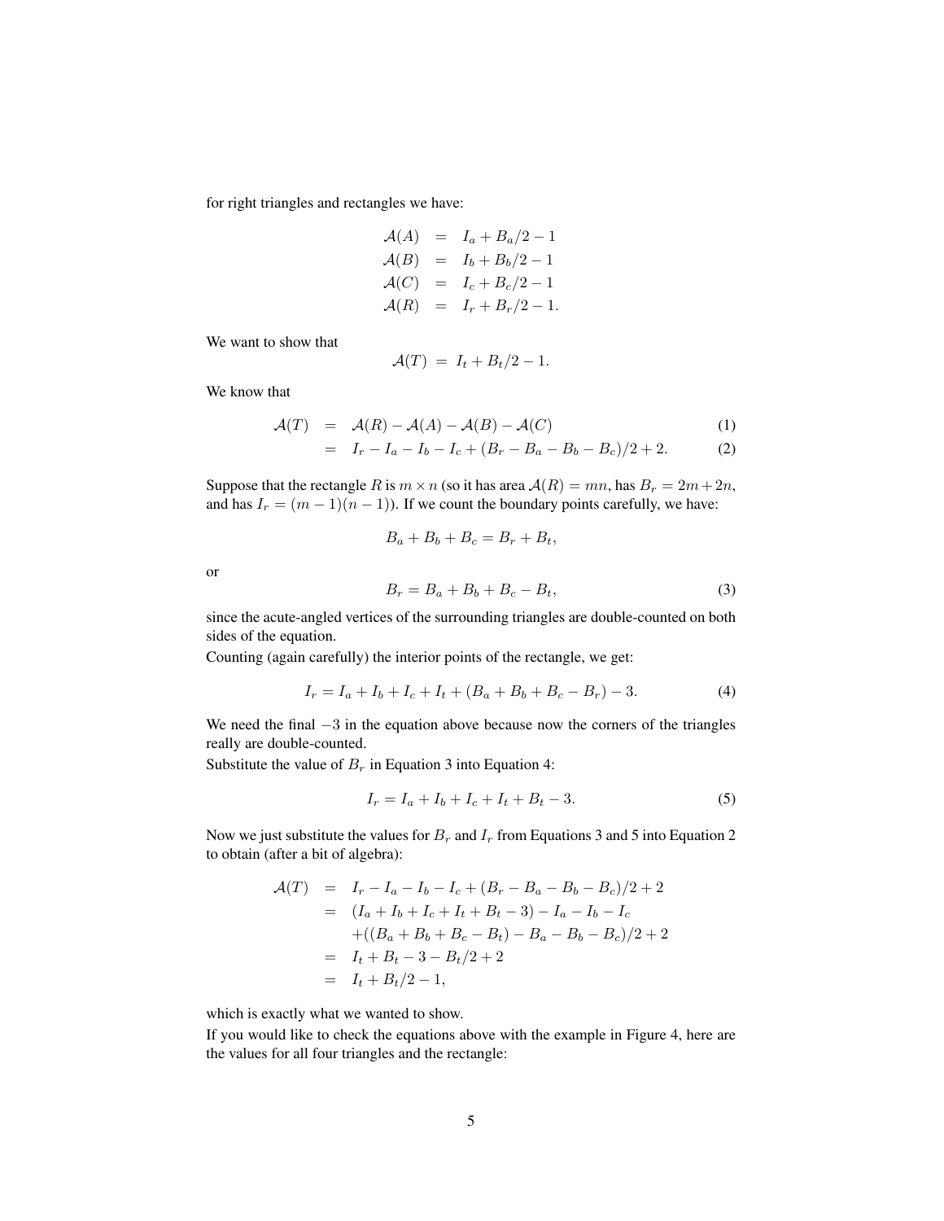for right triangles and rectangles we have:

$$\begin{aligned}
\mathcal{A}(A) &= I_a + B_a/2 - 1 \\
\mathcal{A}(B) &= I_b + B_b/2 - 1 \\
\mathcal{A}(C) &= I_c + B_c/2 - 1 \\
\mathcal{A}(R) &= I_r + B_r/2 - 1.
\end{aligned}$$

We want to show that

$$\mathcal{A}(T) = I_t + B_t/2 - 1.$$

We know that

$$\begin{aligned}
\mathcal{A}(T) &= \mathcal{A}(R) - \mathcal{A}(A) - \mathcal{A}(B) - \mathcal{A}(C) && (1) \\
&= I_r - I_a - I_b - I_c + (B_r - B_a - B_b - B_c)/2 + 2. && (2)
\end{aligned}$$

Suppose that the rectangle $R$ is $m \times n$ (so it has area $\mathcal{A}(R) = mn$, has $B_r = 2m + 2n$, and has $I_r = (m-1)(n-1)$). If we count the boundary points carefully, we have:

$$B_a + B_b + B_c = B_r + B_t,$$

or

$$B_r = B_a + B_b + B_c - B_t, \tag{3}$$

since the acute-angled vertices of the surrounding triangles are double-counted on both sides of the equation.

Counting (again carefully) the interior points of the rectangle, we get:

$$I_r = I_a + I_b + I_c + I_t + (B_a + B_b + B_c - B_r) - 3. \tag{4}$$

We need the final $-3$ in the equation above because now the corners of the triangles really are double-counted.

Substitute the value of $B_r$ in Equation 3 into Equation 4:

$$I_r = I_a + I_b + I_c + I_t + B_t - 3. \tag{5}$$

Now we just substitute the values for $B_r$ and $I_r$ from Equations 3 and 5 into Equation 2 to obtain (after a bit of algebra):

$$\begin{aligned}
\mathcal{A}(T) &= I_r - I_a - I_b - I_c + (B_r - B_a - B_b - B_c)/2 + 2 \\
&= (I_a + I_b + I_c + I_t + B_t - 3) - I_a - I_b - I_c \\
&\quad + ((B_a + B_b + B_c - B_t) - B_a - B_b - B_c)/2 + 2 \\
&= I_t + B_t - 3 - B_t/2 + 2 \\
&= I_t + B_t/2 - 1,
\end{aligned}$$

which is exactly what we wanted to show.

If you would like to check the equations above with the example in Figure 4, here are the values for all four triangles and the rectangle: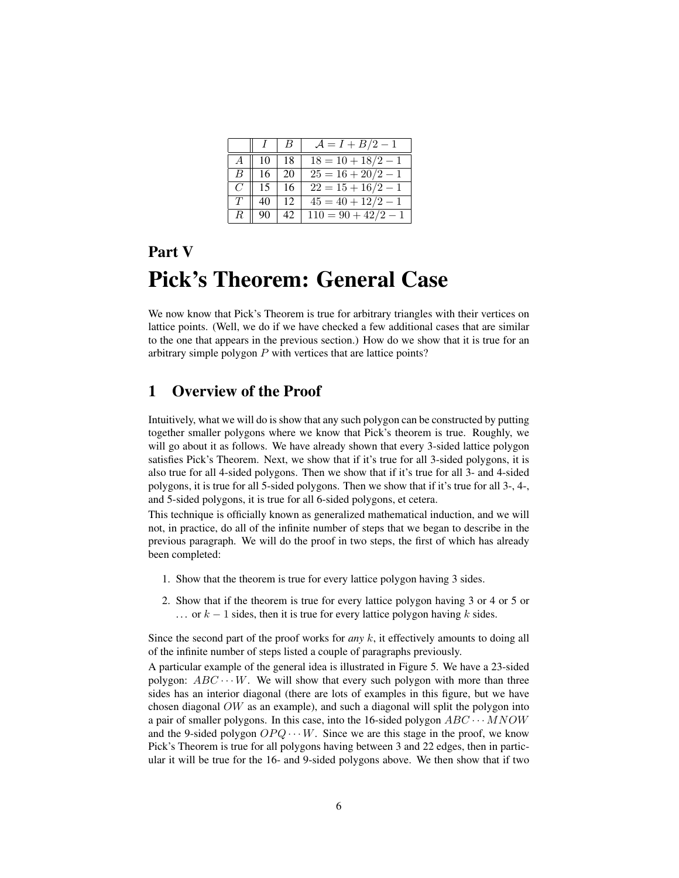|  | $I$ | $B$ | $\mathcal{A} = I + B/2 - 1$ |
|---|---|---|---|
| $A$ | 10 | 18 | $18 = 10 + 18/2 - 1$ |
| $B$ | 16 | 20 | $25 = 16 + 20/2 - 1$ |
| $C$ | 15 | 16 | $22 = 15 + 16/2 - 1$ |
| $T$ | 40 | 12 | $45 = 40 + 12/2 - 1$ |
| $R$ | 90 | 42 | $110 = 90 + 42/2 - 1$ |

# Part V

# Pick's Theorem: General Case

We now know that Pick's Theorem is true for arbitrary triangles with their vertices on lattice points. (Well, we do if we have checked a few additional cases that are similar to the one that appears in the previous section.) How do we show that it is true for an arbitrary simple polygon $P$ with vertices that are lattice points?

## 1 Overview of the Proof

Intuitively, what we will do is show that any such polygon can be constructed by putting together smaller polygons where we know that Pick's theorem is true. Roughly, we will go about it as follows. We have already shown that every 3-sided lattice polygon satisfies Pick's Theorem. Next, we show that if it's true for all 3-sided polygons, it is also true for all 4-sided polygons. Then we show that if it's true for all 3- and 4-sided polygons, it is true for all 5-sided polygons. Then we show that if it's true for all 3-, 4-, and 5-sided polygons, it is true for all 6-sided polygons, et cetera.

This technique is officially known as generalized mathematical induction, and we will not, in practice, do all of the infinite number of steps that we began to describe in the previous paragraph. We will do the proof in two steps, the first of which has already been completed:

1. Show that the theorem is true for every lattice polygon having 3 sides.
2. Show that if the theorem is true for every lattice polygon having 3 or 4 or 5 or … or $k-1$ sides, then it is true for every lattice polygon having $k$ sides.

Since the second part of the proof works for *any* $k$, it effectively amounts to doing all of the infinite number of steps listed a couple of paragraphs previously.

A particular example of the general idea is illustrated in Figure 5. We have a 23-sided polygon: $ABC \cdots W$. We will show that every such polygon with more than three sides has an interior diagonal (there are lots of examples in this figure, but we have chosen diagonal $OW$ as an example), and such a diagonal will split the polygon into a pair of smaller polygons. In this case, into the 16-sided polygon $ABC \cdots MNOW$ and the 9-sided polygon $OPQ \cdots W$. Since we are this stage in the proof, we know Pick's Theorem is true for all polygons having between 3 and 22 edges, then in particular it will be true for the 16- and 9-sided polygons above. We then show that if two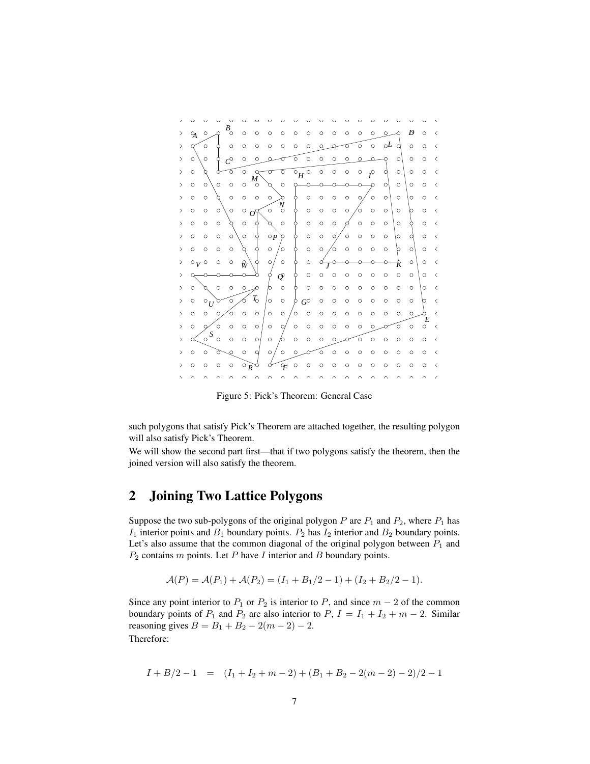Figure 5: Pick's Theorem: General Case

such polygons that satisfy Pick's Theorem are attached together, the resulting polygon will also satisfy Pick's Theorem.

We will show the second part first—that if two polygons satisfy the theorem, then the joined version will also satisfy the theorem.

## 2 Joining Two Lattice Polygons

Suppose the two sub-polygons of the original polygon $P$ are $P_1$ and $P_2$, where $P_1$ has $I_1$ interior points and $B_1$ boundary points. $P_2$ has $I_2$ interior and $B_2$ boundary points. Let's also assume that the common diagonal of the original polygon between $P_1$ and $P_2$ contains $m$ points. Let $P$ have $I$ interior and $B$ boundary points.

$$\mathcal{A}(P) = \mathcal{A}(P_1) + \mathcal{A}(P_2) = (I_1 + B_1/2 - 1) + (I_2 + B_2/2 - 1).$$

Since any point interior to $P_1$ or $P_2$ is interior to $P$, and since $m - 2$ of the common boundary points of $P_1$ and $P_2$ are also interior to $P$, $I = I_1 + I_2 + m - 2$. Similar reasoning gives $B = B_1 + B_2 - 2(m - 2) - 2$.

Therefore:

$$I + B/2 - 1 \quad = \quad (I_1 + I_2 + m - 2) + (B_1 + B_2 - 2(m - 2) - 2)/2 - 1$$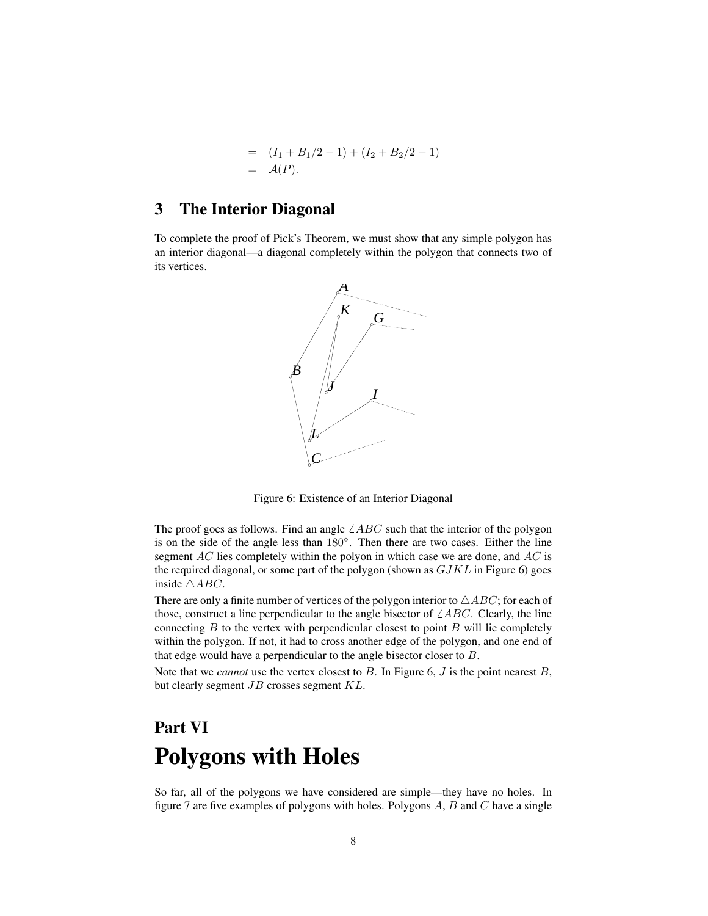$$
\begin{aligned}
&= (I_1 + B_1/2 - 1) + (I_2 + B_2/2 - 1) \\
&= \mathcal{A}(P).
\end{aligned}
$$

## 3 The Interior Diagonal

To complete the proof of Pick's Theorem, we must show that any simple polygon has an interior diagonal—a diagonal completely within the polygon that connects two of its vertices.

Figure 6: Existence of an Interior Diagonal

The proof goes as follows. Find an angle $\angle ABC$ such that the interior of the polygon is on the side of the angle less than $180°$. Then there are two cases. Either the line segment $AC$ lies completely within the polyon in which case we are done, and $AC$ is the required diagonal, or some part of the polygon (shown as $GJKL$ in Figure 6) goes inside $\triangle ABC$.

There are only a finite number of vertices of the polygon interior to $\triangle ABC$; for each of those, construct a line perpendicular to the angle bisector of $\angle ABC$. Clearly, the line connecting $B$ to the vertex with perpendicular closest to point $B$ will lie completely within the polygon. If not, it had to cross another edge of the polygon, and one end of that edge would have a perpendicular to the angle bisector closer to $B$.

Note that we *cannot* use the vertex closest to $B$. In Figure 6, $J$ is the point nearest $B$, but clearly segment $JB$ crosses segment $KL$.

# Part VI

# Polygons with Holes

So far, all of the polygons we have considered are simple—they have no holes. In figure 7 are five examples of polygons with holes. Polygons $A$, $B$ and $C$ have a single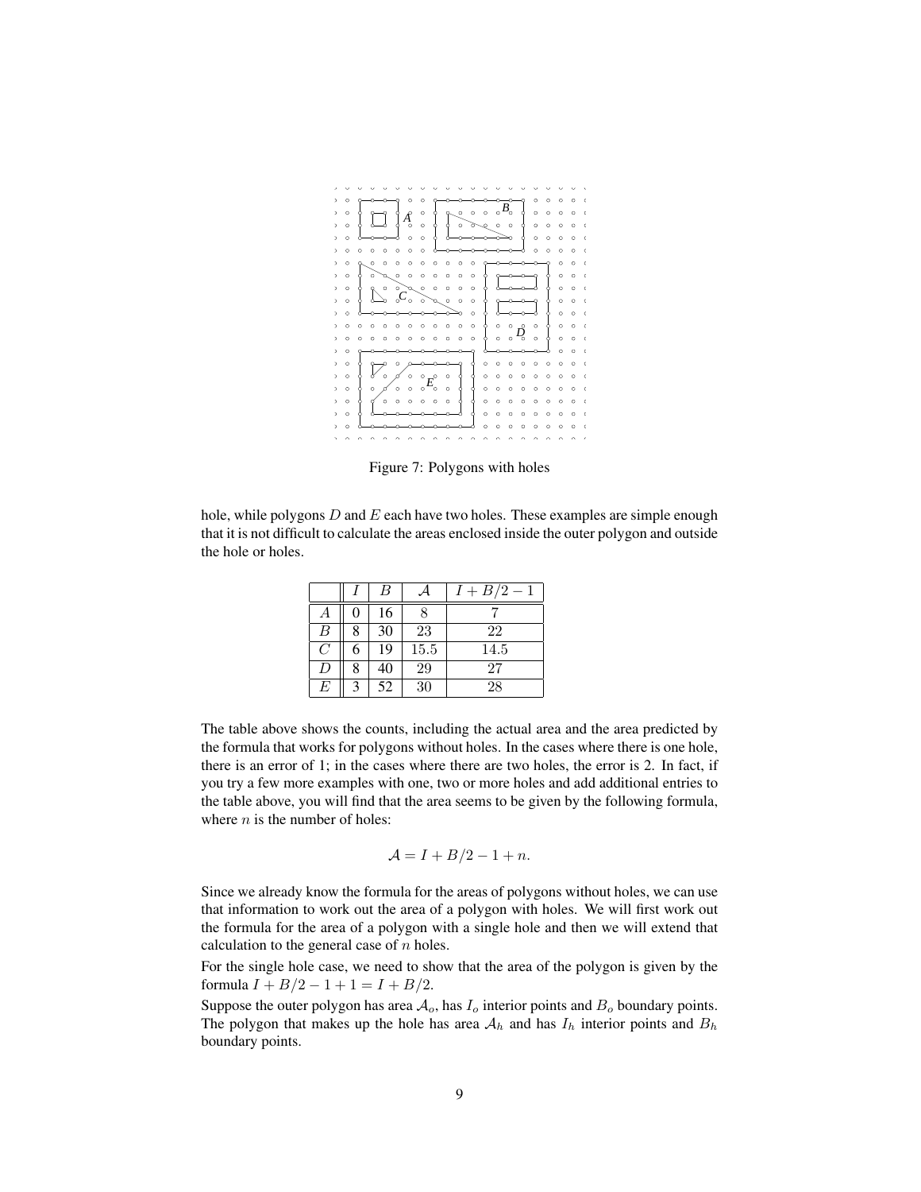Figure 7: Polygons with holes

hole, while polygons $D$ and $E$ each have two holes. These examples are simple enough that it is not difficult to calculate the areas enclosed inside the outer polygon and outside the hole or holes.

| | $I$ | $B$ | $\mathcal{A}$ | $I + B/2 - 1$ |
|---|---|---|---|---|
| $A$ | 0 | 16 | 8 | 7 |
| $B$ | 8 | 30 | 23 | 22 |
| $C$ | 6 | 19 | 15.5 | 14.5 |
| $D$ | 8 | 40 | 29 | 27 |
| $E$ | 3 | 52 | 30 | 28 |

The table above shows the counts, including the actual area and the area predicted by the formula that works for polygons without holes. In the cases where there is one hole, there is an error of 1; in the cases where there are two holes, the error is 2. In fact, if you try a few more examples with one, two or more holes and add additional entries to the table above, you will find that the area seems to be given by the following formula, where $n$ is the number of holes:

$$\mathcal{A} = I + B/2 - 1 + n.$$

Since we already know the formula for the areas of polygons without holes, we can use that information to work out the area of a polygon with holes. We will first work out the formula for the area of a polygon with a single hole and then we will extend that calculation to the general case of $n$ holes.

For the single hole case, we need to show that the area of the polygon is given by the formula $I + B/2 - 1 + 1 = I + B/2$.

Suppose the outer polygon has area $\mathcal{A}_o$, has $I_o$ interior points and $B_o$ boundary points. The polygon that makes up the hole has area $\mathcal{A}_h$ and has $I_h$ interior points and $B_h$ boundary points.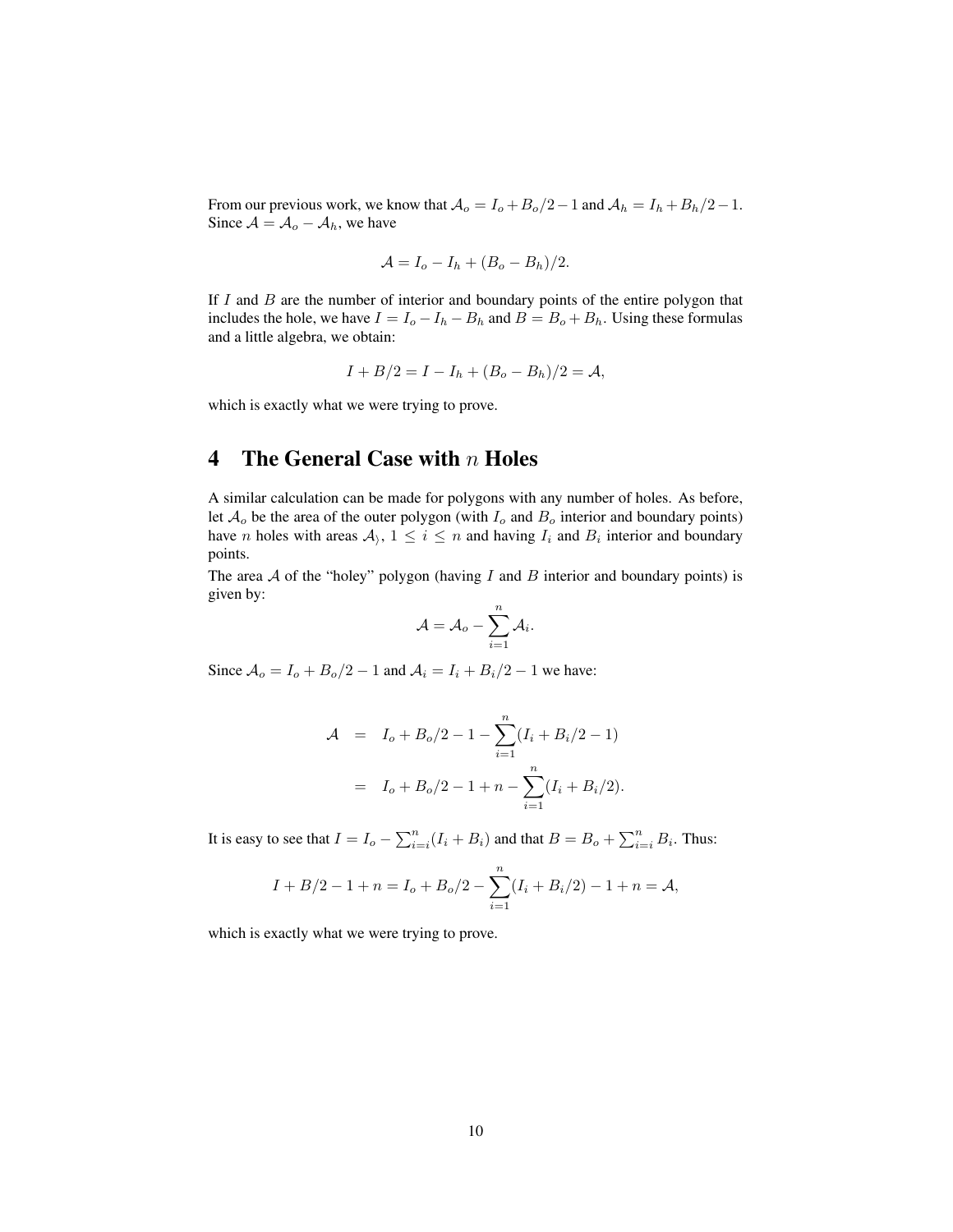From our previous work, we know that $\mathcal{A}_o = I_o + B_o/2 - 1$ and $\mathcal{A}_h = I_h + B_h/2 - 1$. Since $\mathcal{A} = \mathcal{A}_o - \mathcal{A}_h$, we have

$$\mathcal{A} = I_o - I_h + (B_o - B_h)/2.$$

If $I$ and $B$ are the number of interior and boundary points of the entire polygon that includes the hole, we have $I = I_o - I_h - B_h$ and $B = B_o + B_h$. Using these formulas and a little algebra, we obtain:

$$I + B/2 = I - I_h + (B_o - B_h)/2 = \mathcal{A},$$

which is exactly what we were trying to prove.

## 4 The General Case with $n$ Holes

A similar calculation can be made for polygons with any number of holes. As before, let $\mathcal{A}_o$ be the area of the outer polygon (with $I_o$ and $B_o$ interior and boundary points) have $n$ holes with areas $\mathcal{A}_\rangle$, $1 \leq i \leq n$ and having $I_i$ and $B_i$ interior and boundary points.

The area $\mathcal{A}$ of the "holey" polygon (having $I$ and $B$ interior and boundary points) is given by:

$$\mathcal{A} = \mathcal{A}_o - \sum_{i=1}^{n} \mathcal{A}_i.$$

Since $\mathcal{A}_o = I_o + B_o/2 - 1$ and $\mathcal{A}_i = I_i + B_i/2 - 1$ we have:

$$\begin{aligned}
\mathcal{A} &= I_o + B_o/2 - 1 - \sum_{i=1}^{n}(I_i + B_i/2 - 1) \\
&= I_o + B_o/2 - 1 + n - \sum_{i=1}^{n}(I_i + B_i/2).
\end{aligned}$$

It is easy to see that $I = I_o - \sum_{i=i}^{n}(I_i + B_i)$ and that $B = B_o + \sum_{i=i}^{n} B_i$. Thus:

$$I + B/2 - 1 + n = I_o + B_o/2 - \sum_{i=1}^{n}(I_i + B_i/2) - 1 + n = \mathcal{A},$$

which is exactly what we were trying to prove.